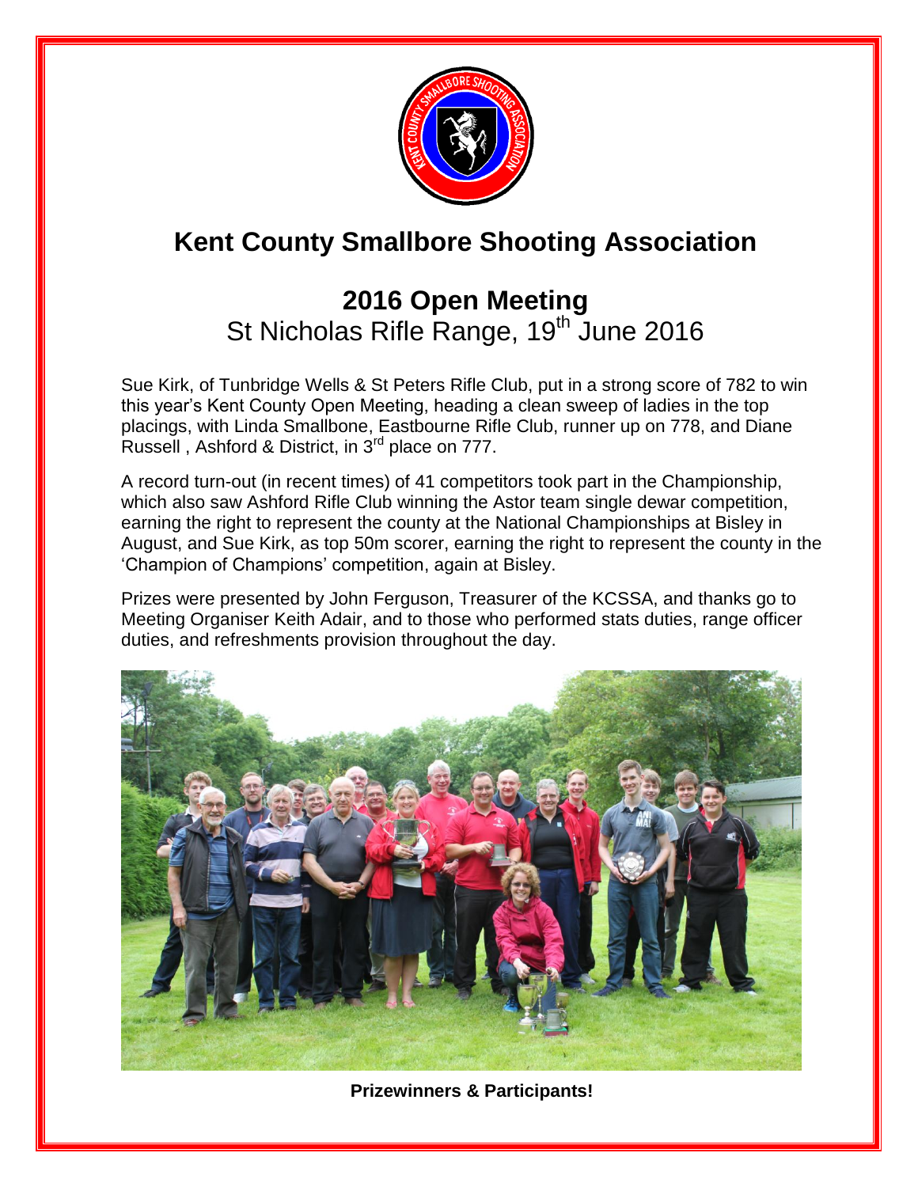# Kent County Smallbore Shooting Association

## 2016 Open Meeting

St Nicholas Rifle Range, 19th June 2016

Sue Kirk, of Tunbridge Wells & St Peters Rifle Club, put in a strong score of 782 to win this year's Kent County Open Meeting, heading a clean sweep of ladies in the top placings, with Linda Smallbone, Eastbourne Rifle Club, runner up on 778, and Diane Russell , Ashford & District, in 3rd place on 777.

A record turn-out (in recent times) of 41 competitors took part in the Championship, which also saw Ashford Rifle Club winning the Astor team single dewar competition, earning the right to represent the county at the National Championships at Bisley in August, and Sue Kirk, as top 50m scorer, earning the right to represent the county in the 'Champion of Champions' competition, again at Bisley.

Prizes were presented by John Ferguson, Treasurer of the KCSSA, and thanks go to Meeting Organiser Keith Adair, and to those who performed stats duties, range officer duties, and refreshments provision throughout the day.

**Prizewinners & Participants!**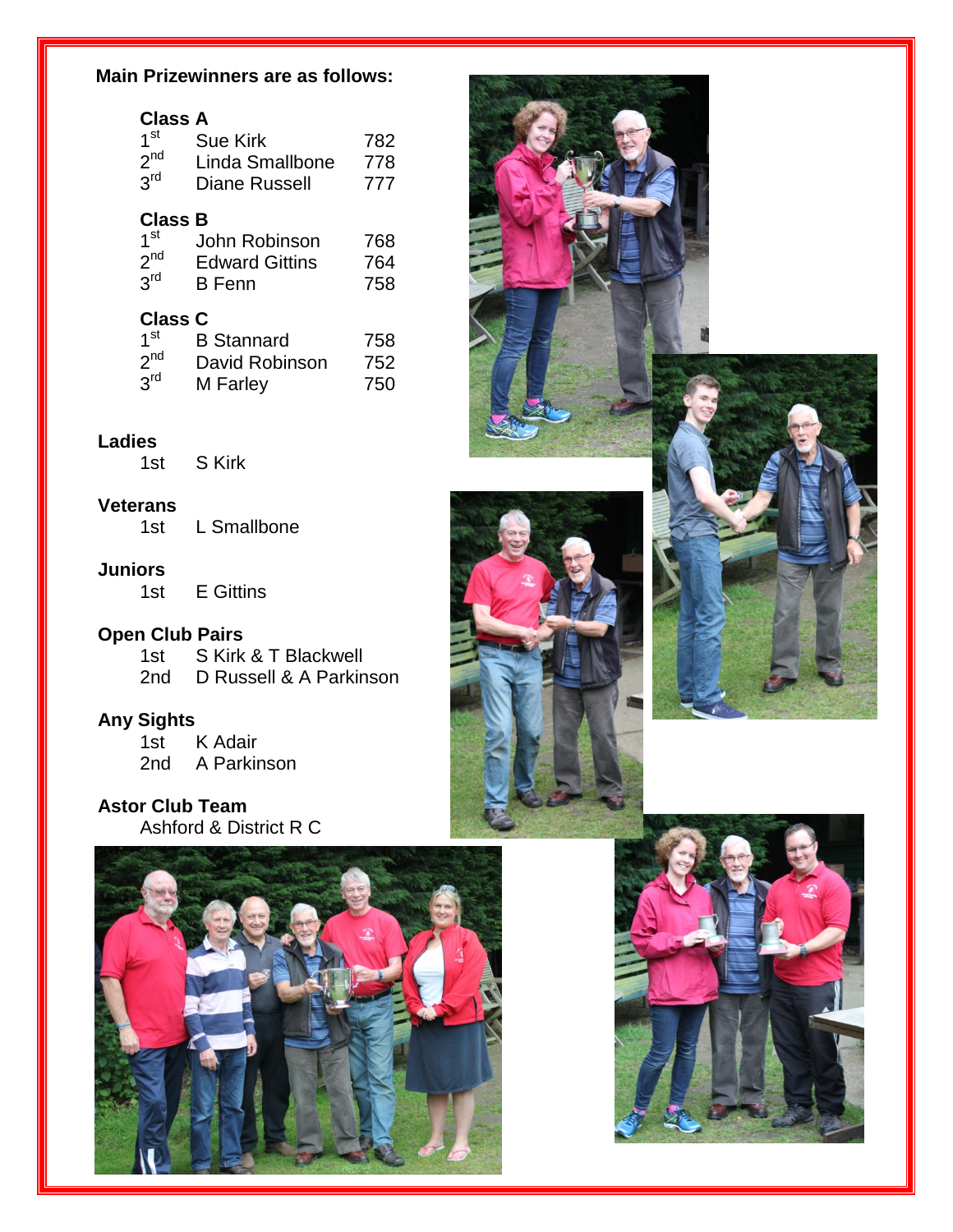**Main Prizewinners are as follows:**

**Class A**

| | | |
|---|---|---|
| 1st | Sue Kirk | 782 |
| 2nd | Linda Smallbone | 778 |
| 3rd | Diane Russell | 777 |

**Class B**

| | | |
|---|---|---|
| 1st | John Robinson | 768 |
| 2nd | Edward Gittins | 764 |
| 3rd | B Fenn | 758 |

**Class C**

| | | |
|---|---|---|
| 1st | B Stannard | 758 |
| 2nd | David Robinson | 752 |
| 3rd | M Farley | 750 |

**Ladies**
1st S Kirk

**Veterans**
1st L Smallbone

**Juniors**
1st E Gittins

**Open Club Pairs**
1st S Kirk & T Blackwell
2nd D Russell & A Parkinson

**Any Sights**
1st K Adair
2nd A Parkinson

**Astor Club Team**
Ashford & District R C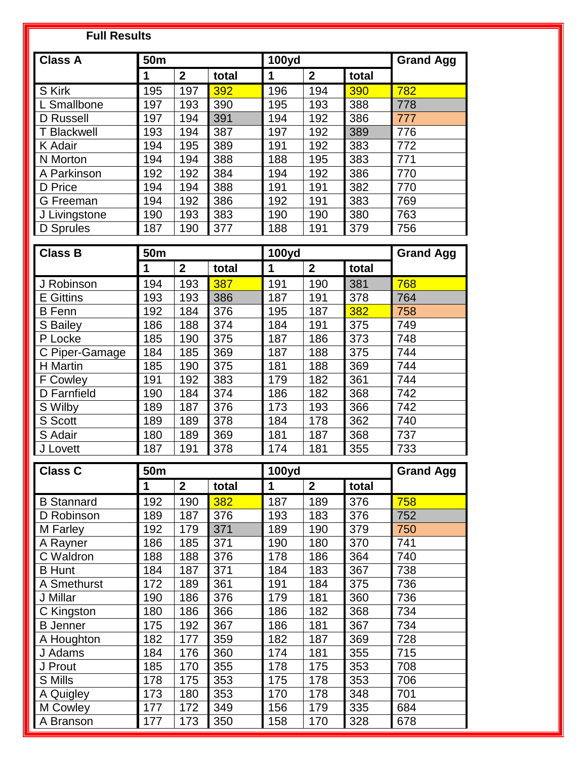**Full Results**

| Class A | 50m | | | 100yd | | | Grand Agg |
|---|---|---|---|---|---|---|---|
| | 1 | 2 | total | 1 | 2 | total | |
| S Kirk | 195 | 197 | 392 | 196 | 194 | 390 | 782 |
| L Smallbone | 197 | 193 | 390 | 195 | 193 | 388 | 778 |
| D Russell | 197 | 194 | 391 | 194 | 192 | 386 | 777 |
| T Blackwell | 193 | 194 | 387 | 197 | 192 | 389 | 776 |
| K Adair | 194 | 195 | 389 | 191 | 192 | 383 | 772 |
| N Morton | 194 | 194 | 388 | 188 | 195 | 383 | 771 |
| A Parkinson | 192 | 192 | 384 | 194 | 192 | 386 | 770 |
| D Price | 194 | 194 | 388 | 191 | 191 | 382 | 770 |
| G Freeman | 194 | 192 | 386 | 192 | 191 | 383 | 769 |
| J Livingstone | 190 | 193 | 383 | 190 | 190 | 380 | 763 |
| D Sprules | 187 | 190 | 377 | 188 | 191 | 379 | 756 |

| Class B | 50m | | | 100yd | | | Grand Agg |
|---|---|---|---|---|---|---|---|
| | 1 | 2 | total | 1 | 2 | total | |
| J Robinson | 194 | 193 | 387 | 191 | 190 | 381 | 768 |
| E Gittins | 193 | 193 | 386 | 187 | 191 | 378 | 764 |
| B Fenn | 192 | 184 | 376 | 195 | 187 | 382 | 758 |
| S Bailey | 186 | 188 | 374 | 184 | 191 | 375 | 749 |
| P Locke | 185 | 190 | 375 | 187 | 186 | 373 | 748 |
| C Piper-Gamage | 184 | 185 | 369 | 187 | 188 | 375 | 744 |
| H Martin | 185 | 190 | 375 | 181 | 188 | 369 | 744 |
| F Cowley | 191 | 192 | 383 | 179 | 182 | 361 | 744 |
| D Farnfield | 190 | 184 | 374 | 186 | 182 | 368 | 742 |
| S Wilby | 189 | 187 | 376 | 173 | 193 | 366 | 742 |
| S Scott | 189 | 189 | 378 | 184 | 178 | 362 | 740 |
| S Adair | 180 | 189 | 369 | 181 | 187 | 368 | 737 |
| J Lovett | 187 | 191 | 378 | 174 | 181 | 355 | 733 |

| Class C | 50m | | | 100yd | | | Grand Agg |
|---|---|---|---|---|---|---|---|
| | 1 | 2 | total | 1 | 2 | total | |
| B Stannard | 192 | 190 | 382 | 187 | 189 | 376 | 758 |
| D Robinson | 189 | 187 | 376 | 193 | 183 | 376 | 752 |
| M Farley | 192 | 179 | 371 | 189 | 190 | 379 | 750 |
| A Rayner | 186 | 185 | 371 | 190 | 180 | 370 | 741 |
| C Waldron | 188 | 188 | 376 | 178 | 186 | 364 | 740 |
| B Hunt | 184 | 187 | 371 | 184 | 183 | 367 | 738 |
| A Smethurst | 172 | 189 | 361 | 191 | 184 | 375 | 736 |
| J Millar | 190 | 186 | 376 | 179 | 181 | 360 | 736 |
| C Kingston | 180 | 186 | 366 | 186 | 182 | 368 | 734 |
| B Jenner | 175 | 192 | 367 | 186 | 181 | 367 | 734 |
| A Houghton | 182 | 177 | 359 | 182 | 187 | 369 | 728 |
| J Adams | 184 | 176 | 360 | 174 | 181 | 355 | 715 |
| J Prout | 185 | 170 | 355 | 178 | 175 | 353 | 708 |
| S Mills | 178 | 175 | 353 | 175 | 178 | 353 | 706 |
| A Quigley | 173 | 180 | 353 | 170 | 178 | 348 | 701 |
| M Cowley | 177 | 172 | 349 | 156 | 179 | 335 | 684 |
| A Branson | 177 | 173 | 350 | 158 | 170 | 328 | 678 |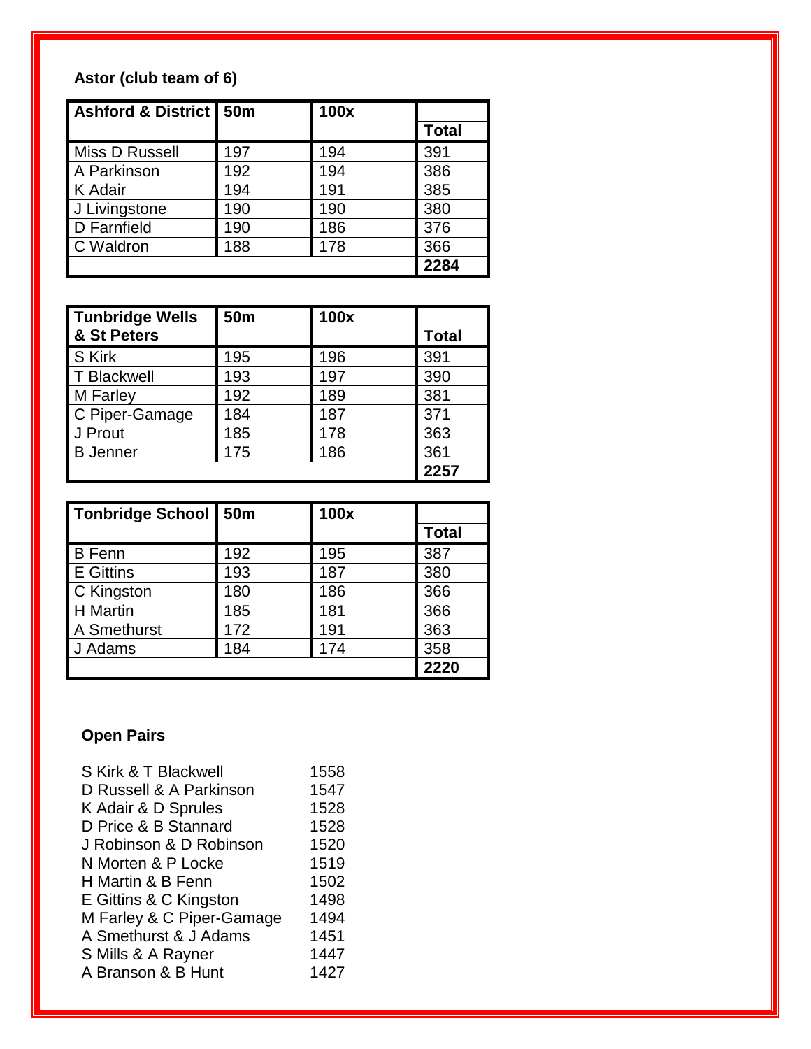**Astor (club team of 6)**

| Ashford & District | 50m | 100x | Total |
|---|---|---|---|
| Miss D Russell | 197 | 194 | 391 |
| A Parkinson | 192 | 194 | 386 |
| K Adair | 194 | 191 | 385 |
| J Livingstone | 190 | 190 | 380 |
| D Farnfield | 190 | 186 | 376 |
| C Waldron | 188 | 178 | 366 |
| | | | **2284** |

| Tunbridge Wells & St Peters | 50m | 100x | Total |
|---|---|---|---|
| S Kirk | 195 | 196 | 391 |
| T Blackwell | 193 | 197 | 390 |
| M Farley | 192 | 189 | 381 |
| C Piper-Gamage | 184 | 187 | 371 |
| J Prout | 185 | 178 | 363 |
| B Jenner | 175 | 186 | 361 |
| | | | **2257** |

| Tonbridge School | 50m | 100x | Total |
|---|---|---|---|
| B Fenn | 192 | 195 | 387 |
| E Gittins | 193 | 187 | 380 |
| C Kingston | 180 | 186 | 366 |
| H Martin | 185 | 181 | 366 |
| A Smethurst | 172 | 191 | 363 |
| J Adams | 184 | 174 | 358 |
| | | | **2220** |

**Open Pairs**

| | |
|---|---|
| S Kirk & T Blackwell | 1558 |
| D Russell & A Parkinson | 1547 |
| K Adair & D Sprules | 1528 |
| D Price & B Stannard | 1528 |
| J Robinson & D Robinson | 1520 |
| N Morten & P Locke | 1519 |
| H Martin & B Fenn | 1502 |
| E Gittins & C Kingston | 1498 |
| M Farley & C Piper-Gamage | 1494 |
| A Smethurst & J Adams | 1451 |
| S Mills & A Rayner | 1447 |
| A Branson & B Hunt | 1427 |